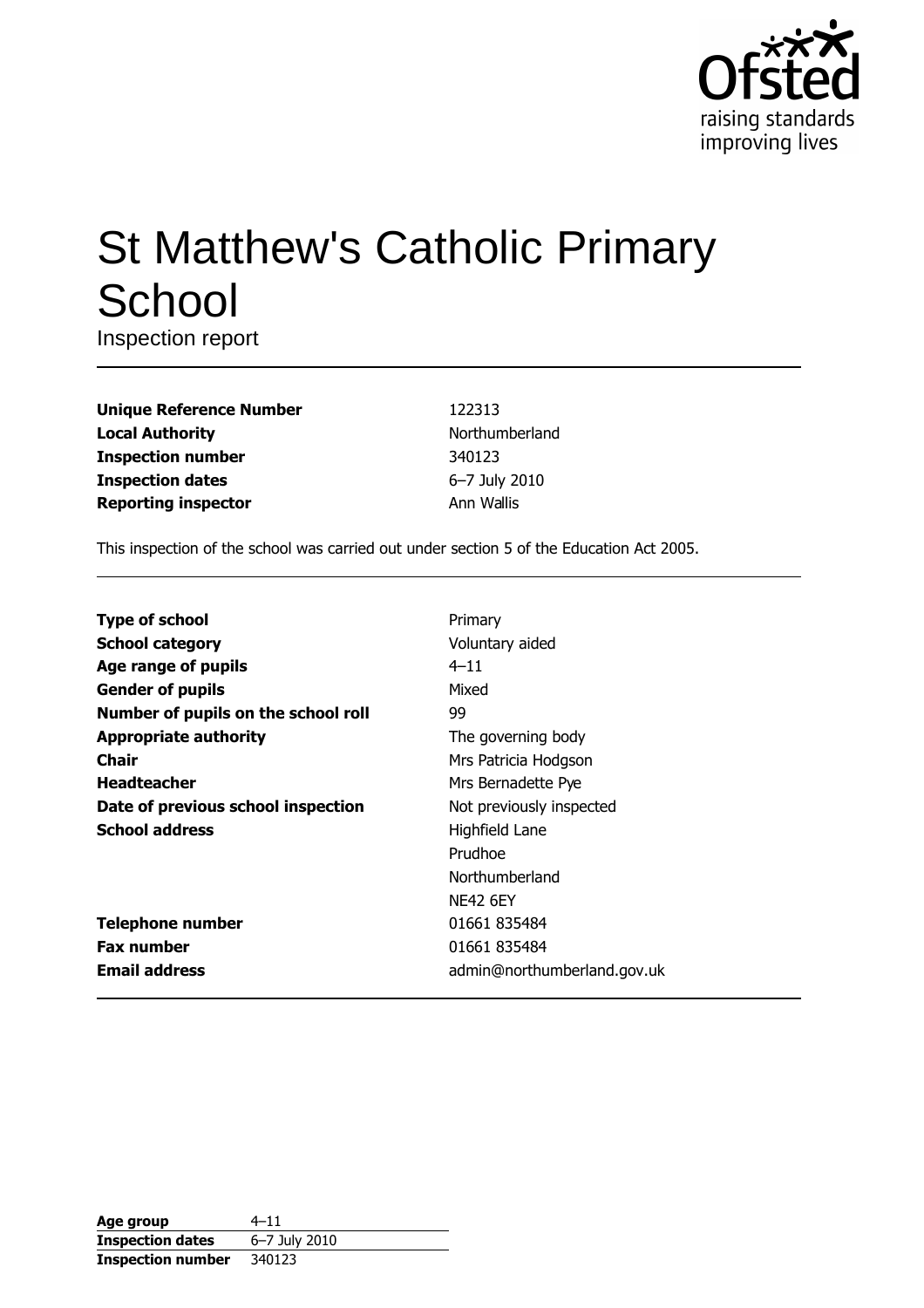# St Matthew's Catholic Primary School

Inspection report

| | |
|---|---|
| **Unique Reference Number** | 122313 |
| **Local Authority** | Northumberland |
| **Inspection number** | 340123 |
| **Inspection dates** | 6–7 July 2010 |
| **Reporting inspector** | Ann Wallis |

This inspection of the school was carried out under section 5 of the Education Act 2005.

| | |
|---|---|
| **Type of school** | Primary |
| **School category** | Voluntary aided |
| **Age range of pupils** | 4–11 |
| **Gender of pupils** | Mixed |
| **Number of pupils on the school roll** | 99 |
| **Appropriate authority** | The governing body |
| **Chair** | Mrs Patricia Hodgson |
| **Headteacher** | Mrs Bernadette Pye |
| **Date of previous school inspection** | Not previously inspected |
| **School address** | Highfield Lane<br>Prudhoe<br>Northumberland<br>NE42 6EY |
| **Telephone number** | 01661 835484 |
| **Fax number** | 01661 835484 |
| **Email address** | admin@northumberland.gov.uk |

| | |
|---|---|
| **Age group** | 4–11 |
| **Inspection dates** | 6–7 July 2010 |
| **Inspection number** | 340123 |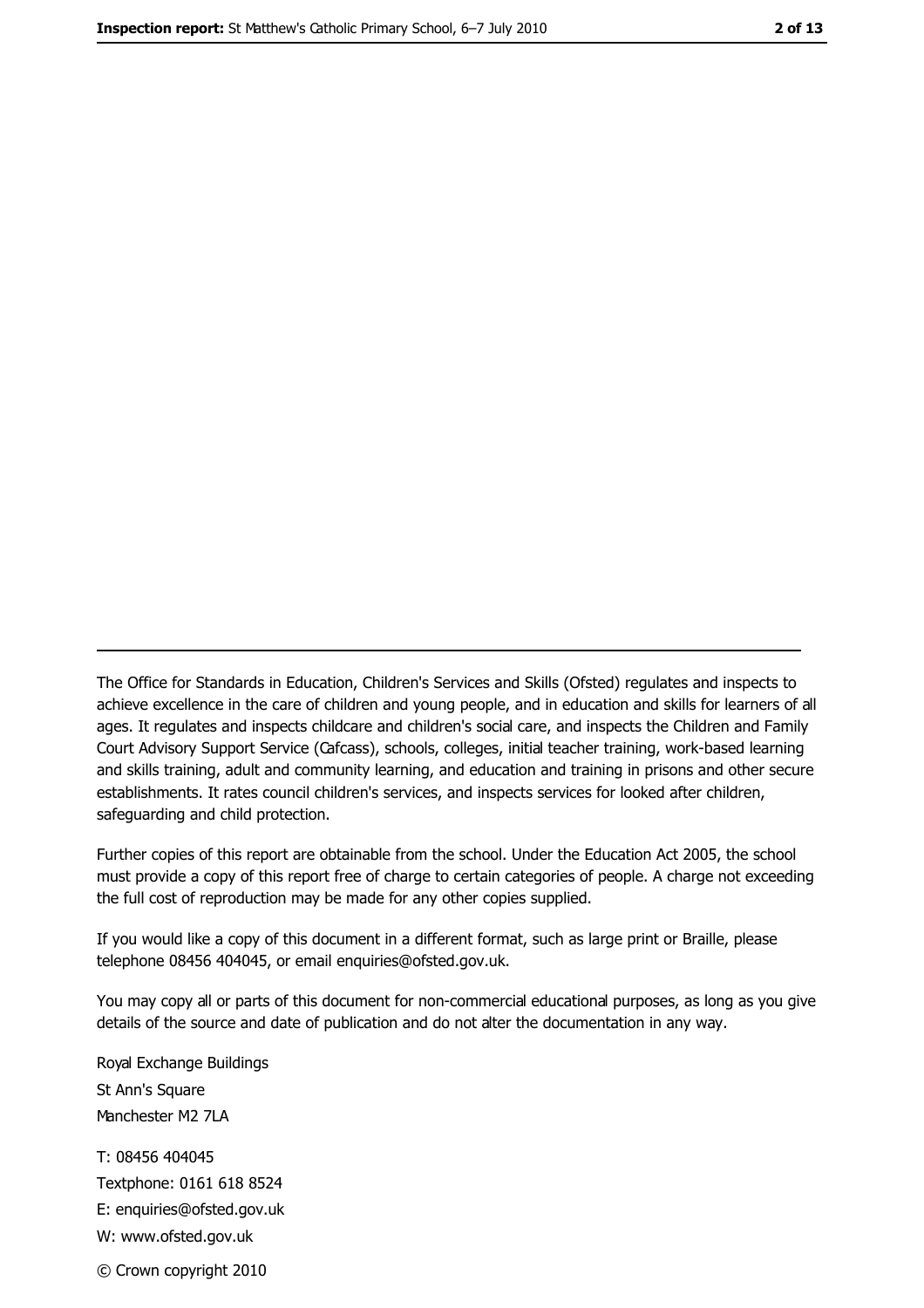---

The Office for Standards in Education, Children's Services and Skills (Ofsted) regulates and inspects to achieve excellence in the care of children and young people, and in education and skills for learners of all ages. It regulates and inspects childcare and children's social care, and inspects the Children and Family Court Advisory Support Service (Cafcass), schools, colleges, initial teacher training, work-based learning and skills training, adult and community learning, and education and training in prisons and other secure establishments. It rates council children's services, and inspects services for looked after children, safeguarding and child protection.

Further copies of this report are obtainable from the school. Under the Education Act 2005, the school must provide a copy of this report free of charge to certain categories of people. A charge not exceeding the full cost of reproduction may be made for any other copies supplied.

If you would like a copy of this document in a different format, such as large print or Braille, please telephone 08456 404045, or email enquiries@ofsted.gov.uk.

You may copy all or parts of this document for non-commercial educational purposes, as long as you give details of the source and date of publication and do not alter the documentation in any way.

Royal Exchange Buildings
St Ann's Square
Manchester M2 7LA

T: 08456 404045
Textphone: 0161 618 8524
E: enquiries@ofsted.gov.uk
W: www.ofsted.gov.uk

© Crown copyright 2010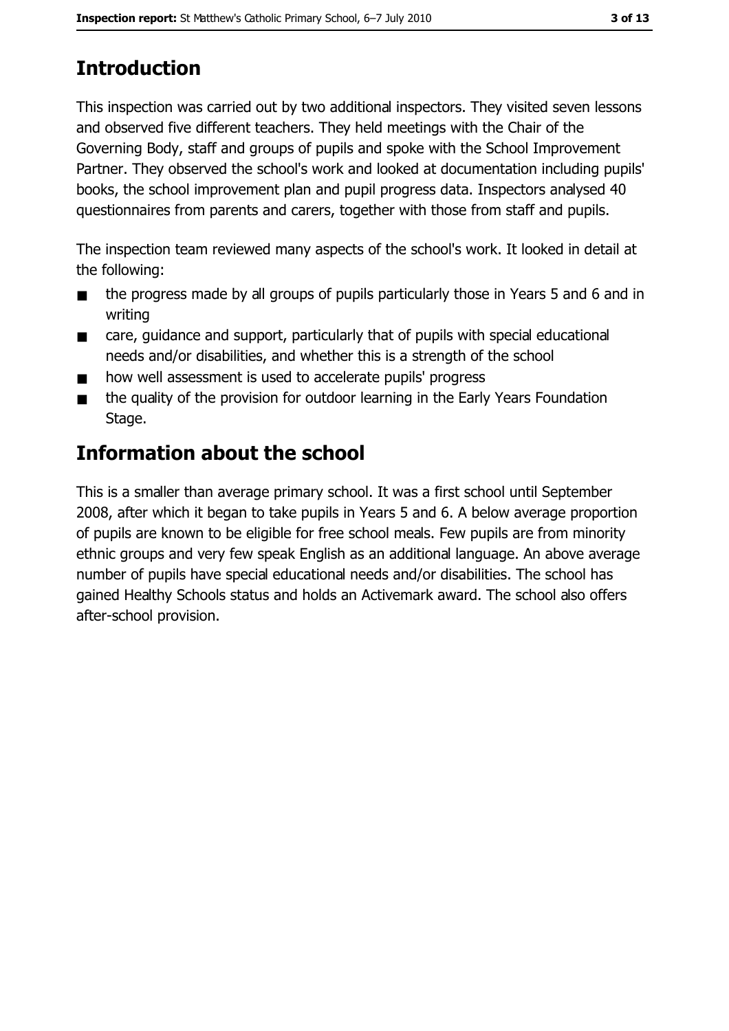## Introduction

This inspection was carried out by two additional inspectors. They visited seven lessons and observed five different teachers. They held meetings with the Chair of the Governing Body, staff and groups of pupils and spoke with the School Improvement Partner. They observed the school's work and looked at documentation including pupils' books, the school improvement plan and pupil progress data. Inspectors analysed 40 questionnaires from parents and carers, together with those from staff and pupils.

The inspection team reviewed many aspects of the school's work. It looked in detail at the following:

- the progress made by all groups of pupils particularly those in Years 5 and 6 and in writing
- care, guidance and support, particularly that of pupils with special educational needs and/or disabilities, and whether this is a strength of the school
- how well assessment is used to accelerate pupils' progress
- the quality of the provision for outdoor learning in the Early Years Foundation Stage.

## Information about the school

This is a smaller than average primary school. It was a first school until September 2008, after which it began to take pupils in Years 5 and 6. A below average proportion of pupils are known to be eligible for free school meals. Few pupils are from minority ethnic groups and very few speak English as an additional language. An above average number of pupils have special educational needs and/or disabilities. The school has gained Healthy Schools status and holds an Activemark award. The school also offers after-school provision.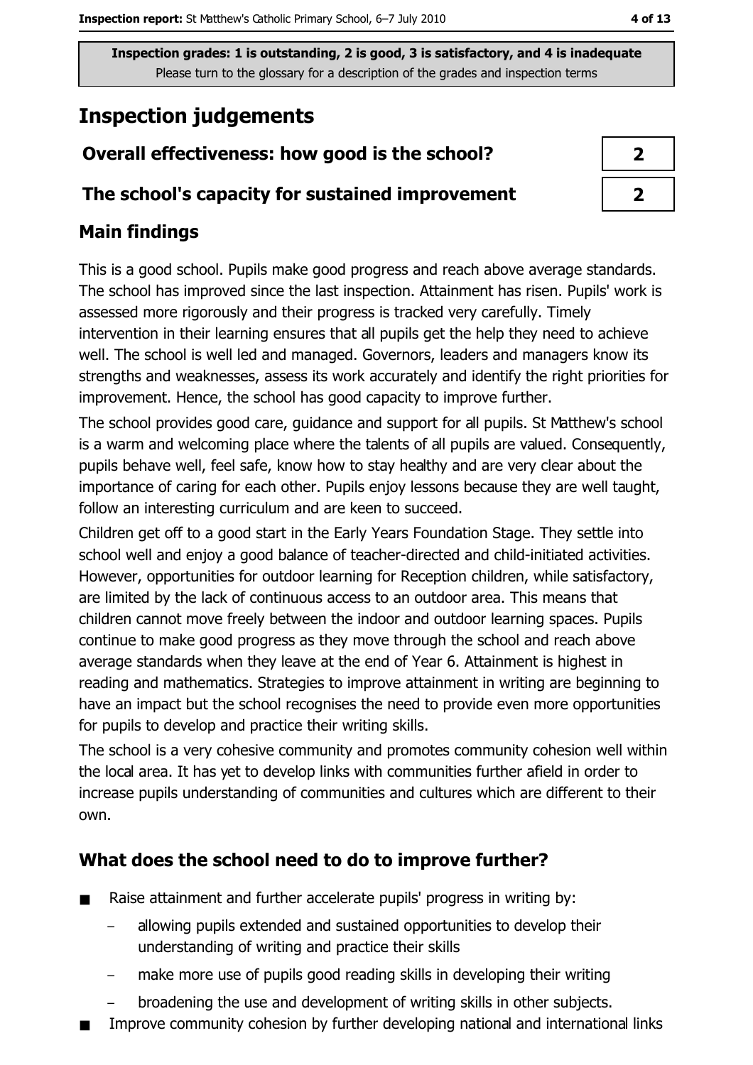Inspection grades: 1 is outstanding, 2 is good, 3 is satisfactory, and 4 is inadequate
Please turn to the glossary for a description of the grades and inspection terms

# Inspection judgements

| Overall effectiveness: how good is the school? | 2 |
|---|---|
| The school's capacity for sustained improvement | 2 |

## Main findings

This is a good school. Pupils make good progress and reach above average standards. The school has improved since the last inspection. Attainment has risen. Pupils' work is assessed more rigorously and their progress is tracked very carefully. Timely intervention in their learning ensures that all pupils get the help they need to achieve well. The school is well led and managed. Governors, leaders and managers know its strengths and weaknesses, assess its work accurately and identify the right priorities for improvement. Hence, the school has good capacity to improve further.

The school provides good care, guidance and support for all pupils. St Matthew's school is a warm and welcoming place where the talents of all pupils are valued. Consequently, pupils behave well, feel safe, know how to stay healthy and are very clear about the importance of caring for each other. Pupils enjoy lessons because they are well taught, follow an interesting curriculum and are keen to succeed.

Children get off to a good start in the Early Years Foundation Stage. They settle into school well and enjoy a good balance of teacher-directed and child-initiated activities. However, opportunities for outdoor learning for Reception children, while satisfactory, are limited by the lack of continuous access to an outdoor area. This means that children cannot move freely between the indoor and outdoor learning spaces. Pupils continue to make good progress as they move through the school and reach above average standards when they leave at the end of Year 6. Attainment is highest in reading and mathematics. Strategies to improve attainment in writing are beginning to have an impact but the school recognises the need to provide even more opportunities for pupils to develop and practice their writing skills.

The school is a very cohesive community and promotes community cohesion well within the local area. It has yet to develop links with communities further afield in order to increase pupils understanding of communities and cultures which are different to their own.

## What does the school need to do to improve further?

- Raise attainment and further accelerate pupils' progress in writing by:
  - allowing pupils extended and sustained opportunities to develop their understanding of writing and practice their skills
  - make more use of pupils good reading skills in developing their writing
  - broadening the use and development of writing skills in other subjects.
- Improve community cohesion by further developing national and international links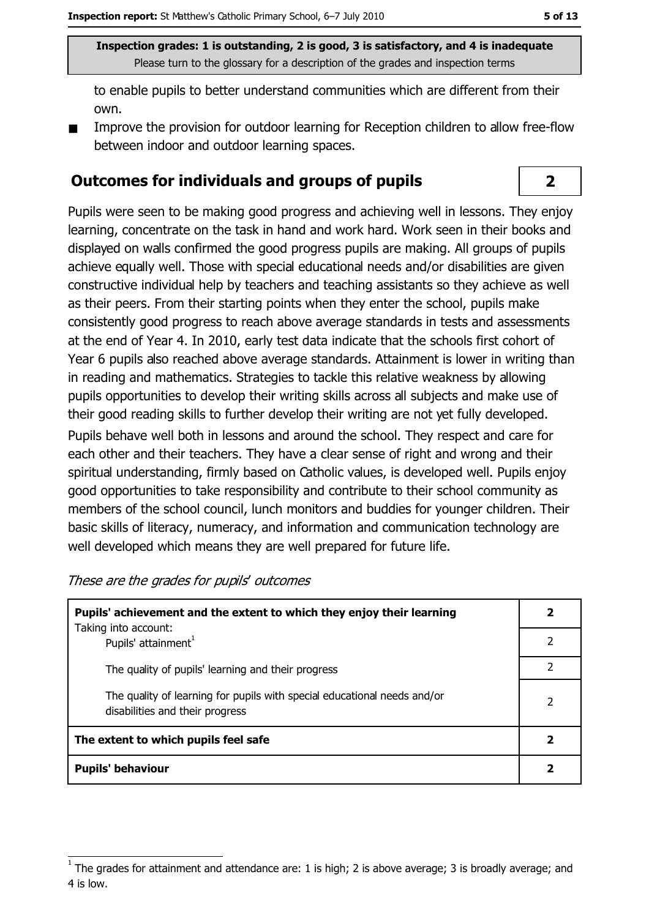to enable pupils to better understand communities which are different from their own.

- Improve the provision for outdoor learning for Reception children to allow free-flow between indoor and outdoor learning spaces.

## Outcomes for individuals and groups of pupils — 2

Pupils were seen to be making good progress and achieving well in lessons. They enjoy learning, concentrate on the task in hand and work hard. Work seen in their books and displayed on walls confirmed the good progress pupils are making. All groups of pupils achieve equally well. Those with special educational needs and/or disabilities are given constructive individual help by teachers and teaching assistants so they achieve as well as their peers. From their starting points when they enter the school, pupils make consistently good progress to reach above average standards in tests and assessments at the end of Year 4. In 2010, early test data indicate that the schools first cohort of Year 6 pupils also reached above average standards. Attainment is lower in writing than in reading and mathematics. Strategies to tackle this relative weakness by allowing pupils opportunities to develop their writing skills across all subjects and make use of their good reading skills to further develop their writing are not yet fully developed.

Pupils behave well both in lessons and around the school. They respect and care for each other and their teachers. They have a clear sense of right and wrong and their spiritual understanding, firmly based on Catholic values, is developed well. Pupils enjoy good opportunities to take responsibility and contribute to their school community as members of the school council, lunch monitors and buddies for younger children. Their basic skills of literacy, numeracy, and information and communication technology are well developed which means they are well prepared for future life.

*These are the grades for pupils' outcomes*

| | |
|---|---|
| **Pupils' achievement and the extent to which they enjoy their learning** | **2** |
| Taking into account: Pupils' attainment[1] | 2 |
| The quality of pupils' learning and their progress | 2 |
| The quality of learning for pupils with special educational needs and/or disabilities and their progress | 2 |
| **The extent to which pupils feel safe** | **2** |
| **Pupils' behaviour** | **2** |

[1] The grades for attainment and attendance are: 1 is high; 2 is above average; 3 is broadly average; and 4 is low.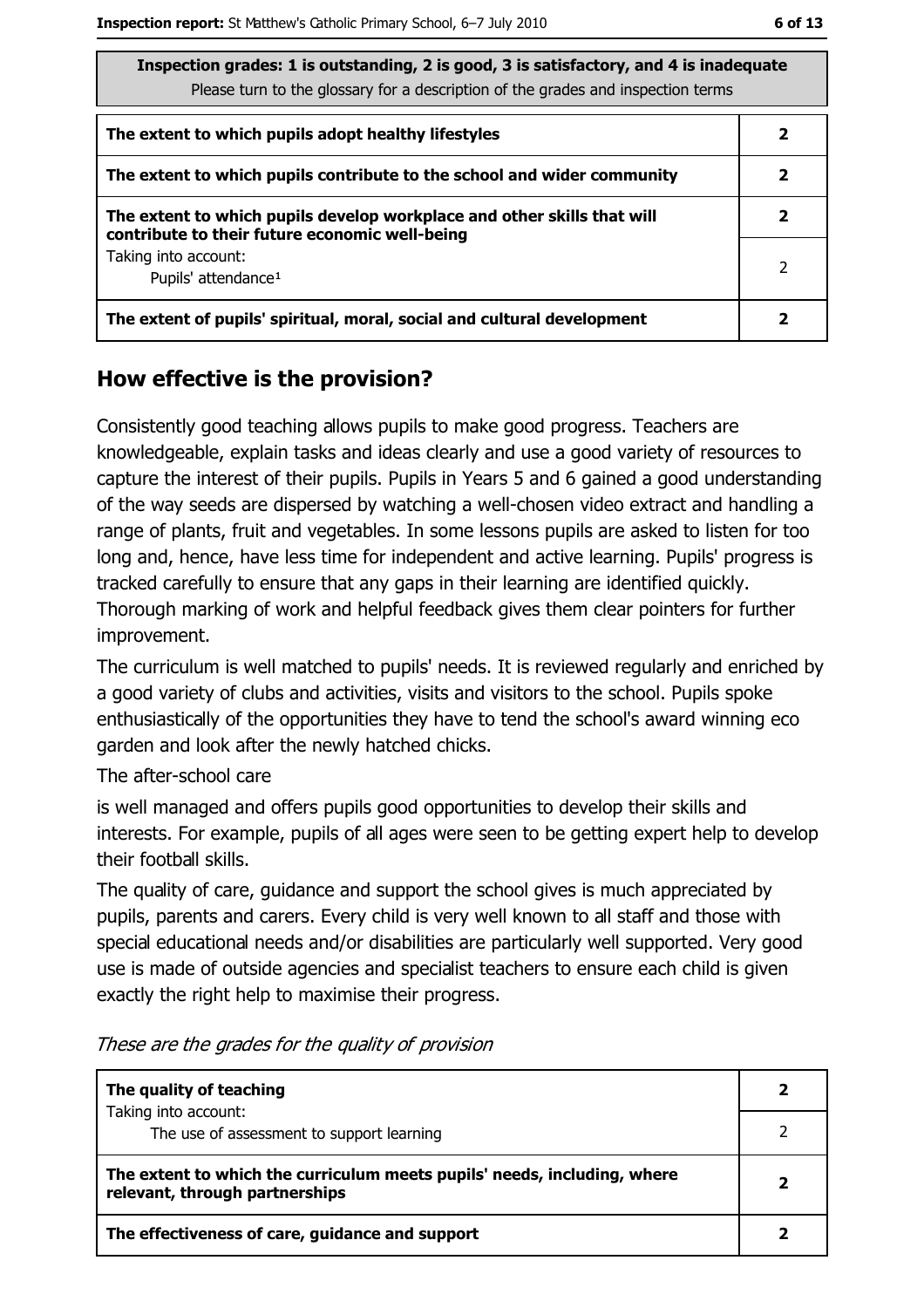| Inspection grades: 1 is outstanding, 2 is good, 3 is satisfactory, and 4 is inadequate<br>Please turn to the glossary for a description of the grades and inspection terms | |
|---|---|
| **The extent to which pupils adopt healthy lifestyles** | **2** |
| **The extent to which pupils contribute to the school and wider community** | **2** |
| **The extent to which pupils develop workplace and other skills that will contribute to their future economic well-being** | **2** |
| Taking into account:<br>Pupils' attendance[1] | 2 |
| **The extent of pupils' spiritual, moral, social and cultural development** | **2** |

## How effective is the provision?

Consistently good teaching allows pupils to make good progress. Teachers are knowledgeable, explain tasks and ideas clearly and use a good variety of resources to capture the interest of their pupils. Pupils in Years 5 and 6 gained a good understanding of the way seeds are dispersed by watching a well-chosen video extract and handling a range of plants, fruit and vegetables. In some lessons pupils are asked to listen for too long and, hence, have less time for independent and active learning. Pupils' progress is tracked carefully to ensure that any gaps in their learning are identified quickly. Thorough marking of work and helpful feedback gives them clear pointers for further improvement.

The curriculum is well matched to pupils' needs. It is reviewed regularly and enriched by a good variety of clubs and activities, visits and visitors to the school. Pupils spoke enthusiastically of the opportunities they have to tend the school's award winning eco garden and look after the newly hatched chicks.

The after-school care

is well managed and offers pupils good opportunities to develop their skills and interests. For example, pupils of all ages were seen to be getting expert help to develop their football skills.

The quality of care, guidance and support the school gives is much appreciated by pupils, parents and carers. Every child is very well known to all staff and those with special educational needs and/or disabilities are particularly well supported. Very good use is made of outside agencies and specialist teachers to ensure each child is given exactly the right help to maximise their progress.

*These are the grades for the quality of provision*

| | |
|---|---|
| **The quality of teaching** | **2** |
| Taking into account:<br>The use of assessment to support learning | 2 |
| **The extent to which the curriculum meets pupils' needs, including, where relevant, through partnerships** | **2** |
| **The effectiveness of care, guidance and support** | **2** |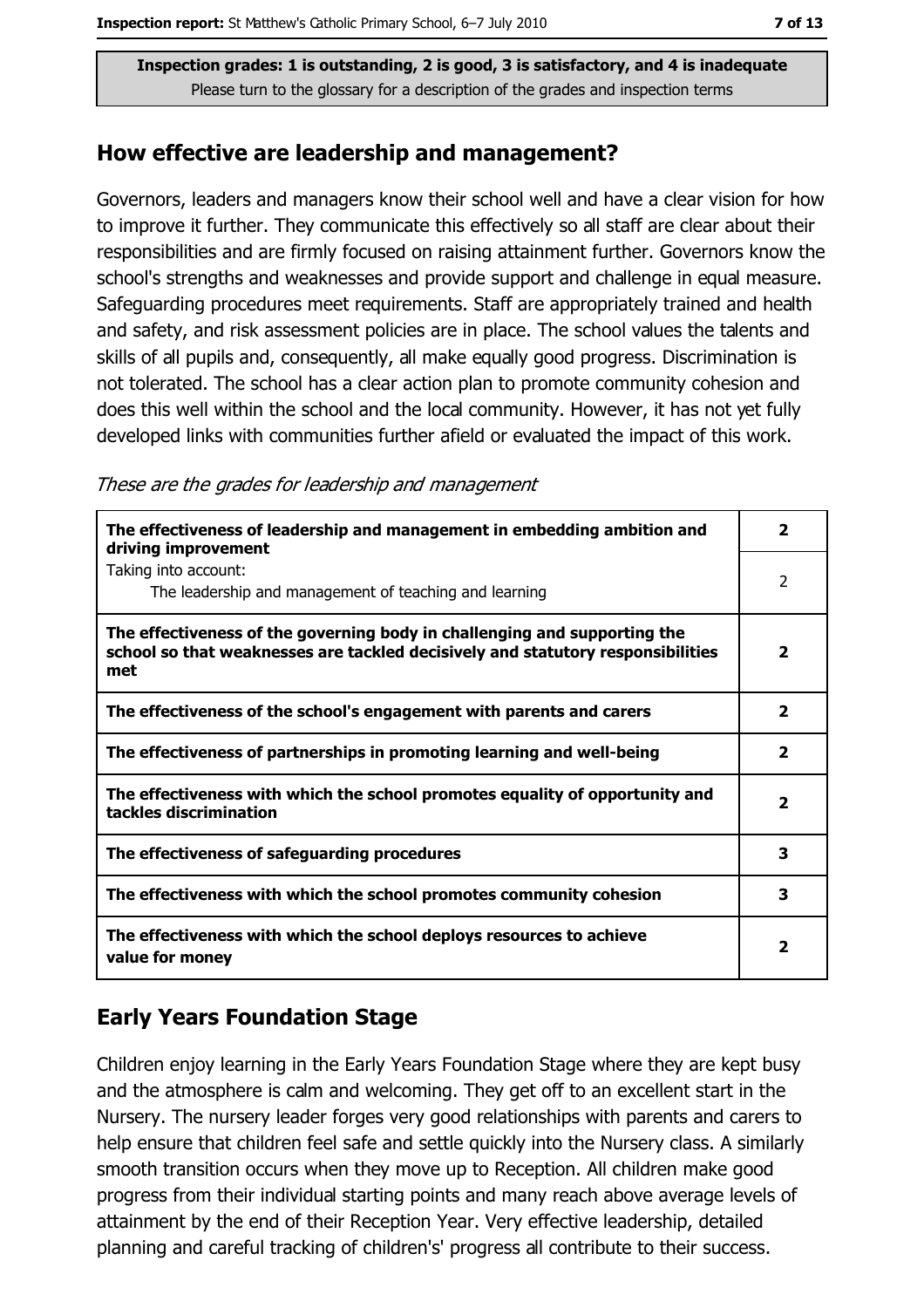Inspection grades: 1 is outstanding, 2 is good, 3 is satisfactory, and 4 is inadequate
Please turn to the glossary for a description of the grades and inspection terms

## How effective are leadership and management?

Governors, leaders and managers know their school well and have a clear vision for how to improve it further. They communicate this effectively so all staff are clear about their responsibilities and are firmly focused on raising attainment further. Governors know the school's strengths and weaknesses and provide support and challenge in equal measure. Safeguarding procedures meet requirements. Staff are appropriately trained and health and safety, and risk assessment policies are in place. The school values the talents and skills of all pupils and, consequently, all make equally good progress. Discrimination is not tolerated. The school has a clear action plan to promote community cohesion and does this well within the school and the local community. However, it has not yet fully developed links with communities further afield or evaluated the impact of this work.

*These are the grades for leadership and management*

| | |
|---|---|
| **The effectiveness of leadership and management in embedding ambition and driving improvement** | **2** |
| Taking into account: The leadership and management of teaching and learning | 2 |
| **The effectiveness of the governing body in challenging and supporting the school so that weaknesses are tackled decisively and statutory responsibilities met** | **2** |
| **The effectiveness of the school's engagement with parents and carers** | **2** |
| **The effectiveness of partnerships in promoting learning and well-being** | **2** |
| **The effectiveness with which the school promotes equality of opportunity and tackles discrimination** | **2** |
| **The effectiveness of safeguarding procedures** | **3** |
| **The effectiveness with which the school promotes community cohesion** | **3** |
| **The effectiveness with which the school deploys resources to achieve value for money** | **2** |

## Early Years Foundation Stage

Children enjoy learning in the Early Years Foundation Stage where they are kept busy and the atmosphere is calm and welcoming. They get off to an excellent start in the Nursery. The nursery leader forges very good relationships with parents and carers to help ensure that children feel safe and settle quickly into the Nursery class. A similarly smooth transition occurs when they move up to Reception. All children make good progress from their individual starting points and many reach above average levels of attainment by the end of their Reception Year. Very effective leadership, detailed planning and careful tracking of children's' progress all contribute to their success.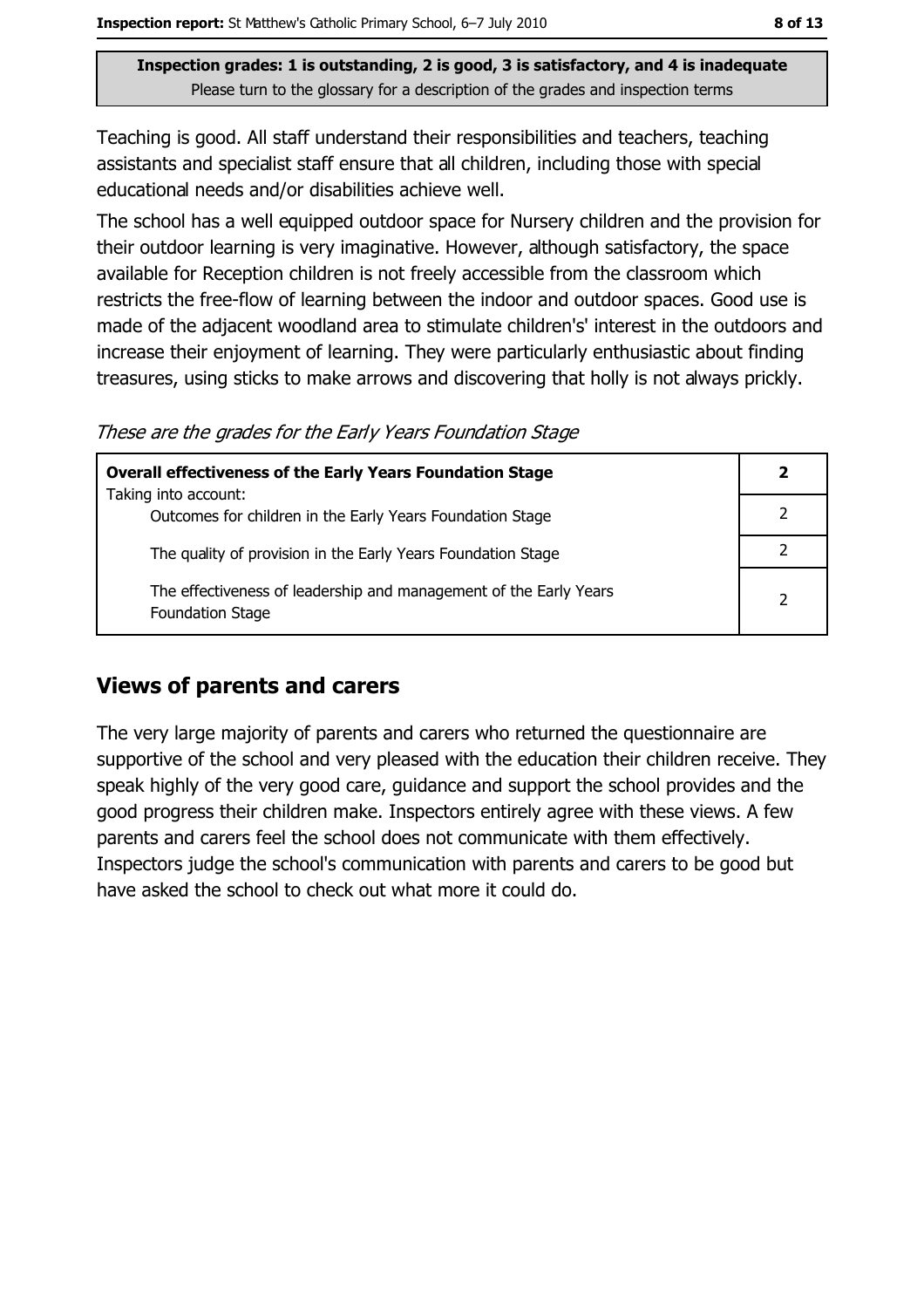**Inspection grades: 1 is outstanding, 2 is good, 3 is satisfactory, and 4 is inadequate**
Please turn to the glossary for a description of the grades and inspection terms

Teaching is good. All staff understand their responsibilities and teachers, teaching assistants and specialist staff ensure that all children, including those with special educational needs and/or disabilities achieve well.

The school has a well equipped outdoor space for Nursery children and the provision for their outdoor learning is very imaginative. However, although satisfactory, the space available for Reception children is not freely accessible from the classroom which restricts the free-flow of learning between the indoor and outdoor spaces. Good use is made of the adjacent woodland area to stimulate children's' interest in the outdoors and increase their enjoyment of learning. They were particularly enthusiastic about finding treasures, using sticks to make arrows and discovering that holly is not always prickly.

*These are the grades for the Early Years Foundation Stage*

| **Overall effectiveness of the Early Years Foundation Stage**<br>Taking into account: | **2** |
|---|---|
| Outcomes for children in the Early Years Foundation Stage | 2 |
| The quality of provision in the Early Years Foundation Stage | 2 |
| The effectiveness of leadership and management of the Early Years Foundation Stage | 2 |

## Views of parents and carers

The very large majority of parents and carers who returned the questionnaire are supportive of the school and very pleased with the education their children receive. They speak highly of the very good care, guidance and support the school provides and the good progress their children make. Inspectors entirely agree with these views. A few parents and carers feel the school does not communicate with them effectively. Inspectors judge the school's communication with parents and carers to be good but have asked the school to check out what more it could do.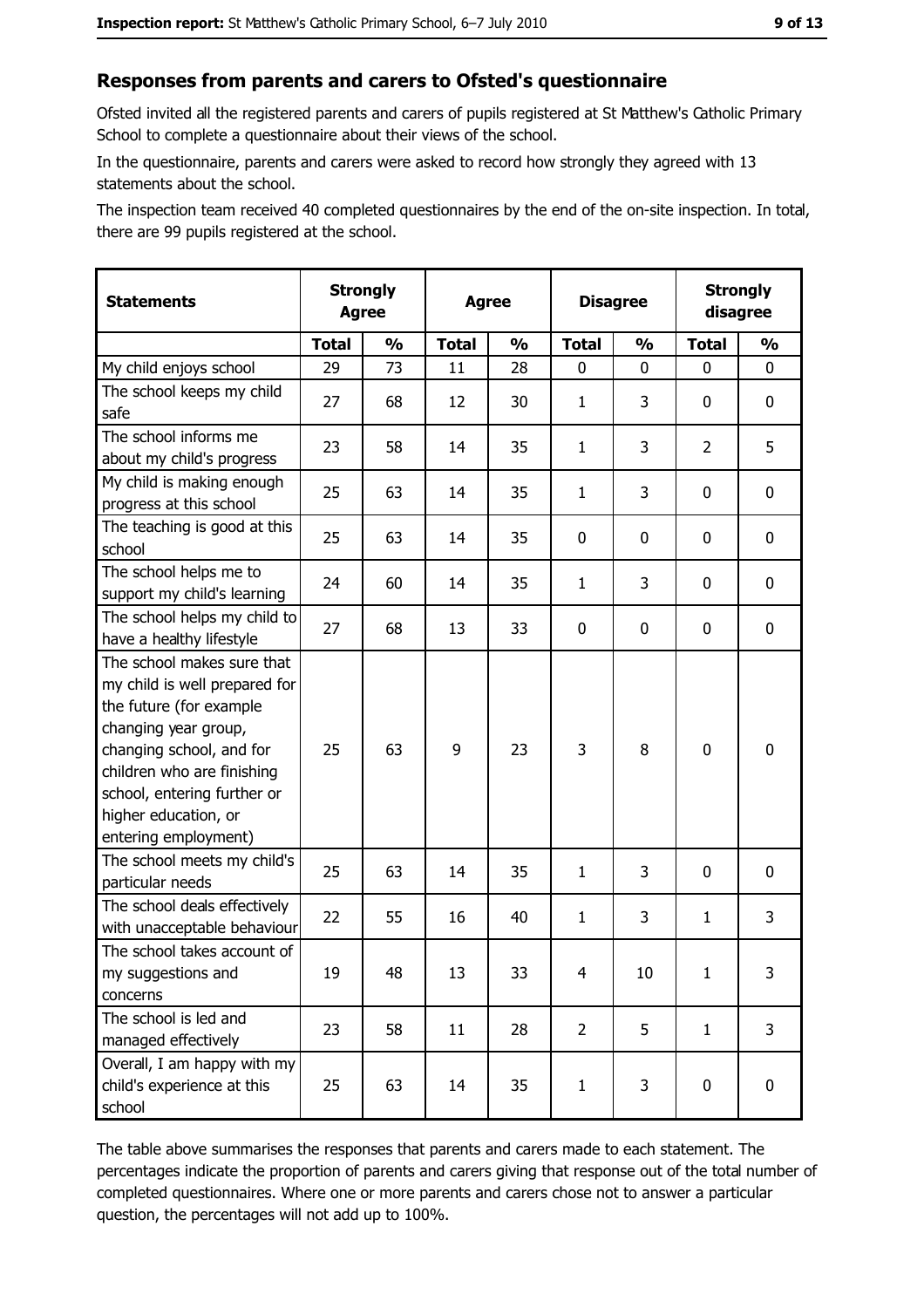## Responses from parents and carers to Ofsted's questionnaire

Ofsted invited all the registered parents and carers of pupils registered at St Matthew's Catholic Primary School to complete a questionnaire about their views of the school.

In the questionnaire, parents and carers were asked to record how strongly they agreed with 13 statements about the school.

The inspection team received 40 completed questionnaires by the end of the on-site inspection. In total, there are 99 pupils registered at the school.

| Statements | Strongly Agree | | Agree | | Disagree | | Strongly disagree | |
|---|---|---|---|---|---|---|---|---|
| | Total | % | Total | % | Total | % | Total | % |
| My child enjoys school | 29 | 73 | 11 | 28 | 0 | 0 | 0 | 0 |
| The school keeps my child safe | 27 | 68 | 12 | 30 | 1 | 3 | 0 | 0 |
| The school informs me about my child's progress | 23 | 58 | 14 | 35 | 1 | 3 | 2 | 5 |
| My child is making enough progress at this school | 25 | 63 | 14 | 35 | 1 | 3 | 0 | 0 |
| The teaching is good at this school | 25 | 63 | 14 | 35 | 0 | 0 | 0 | 0 |
| The school helps me to support my child's learning | 24 | 60 | 14 | 35 | 1 | 3 | 0 | 0 |
| The school helps my child to have a healthy lifestyle | 27 | 68 | 13 | 33 | 0 | 0 | 0 | 0 |
| The school makes sure that my child is well prepared for the future (for example changing year group, changing school, and for children who are finishing school, entering further or higher education, or entering employment) | 25 | 63 | 9 | 23 | 3 | 8 | 0 | 0 |
| The school meets my child's particular needs | 25 | 63 | 14 | 35 | 1 | 3 | 0 | 0 |
| The school deals effectively with unacceptable behaviour | 22 | 55 | 16 | 40 | 1 | 3 | 1 | 3 |
| The school takes account of my suggestions and concerns | 19 | 48 | 13 | 33 | 4 | 10 | 1 | 3 |
| The school is led and managed effectively | 23 | 58 | 11 | 28 | 2 | 5 | 1 | 3 |
| Overall, I am happy with my child's experience at this school | 25 | 63 | 14 | 35 | 1 | 3 | 0 | 0 |

The table above summarises the responses that parents and carers made to each statement. The percentages indicate the proportion of parents and carers giving that response out of the total number of completed questionnaires. Where one or more parents and carers chose not to answer a particular question, the percentages will not add up to 100%.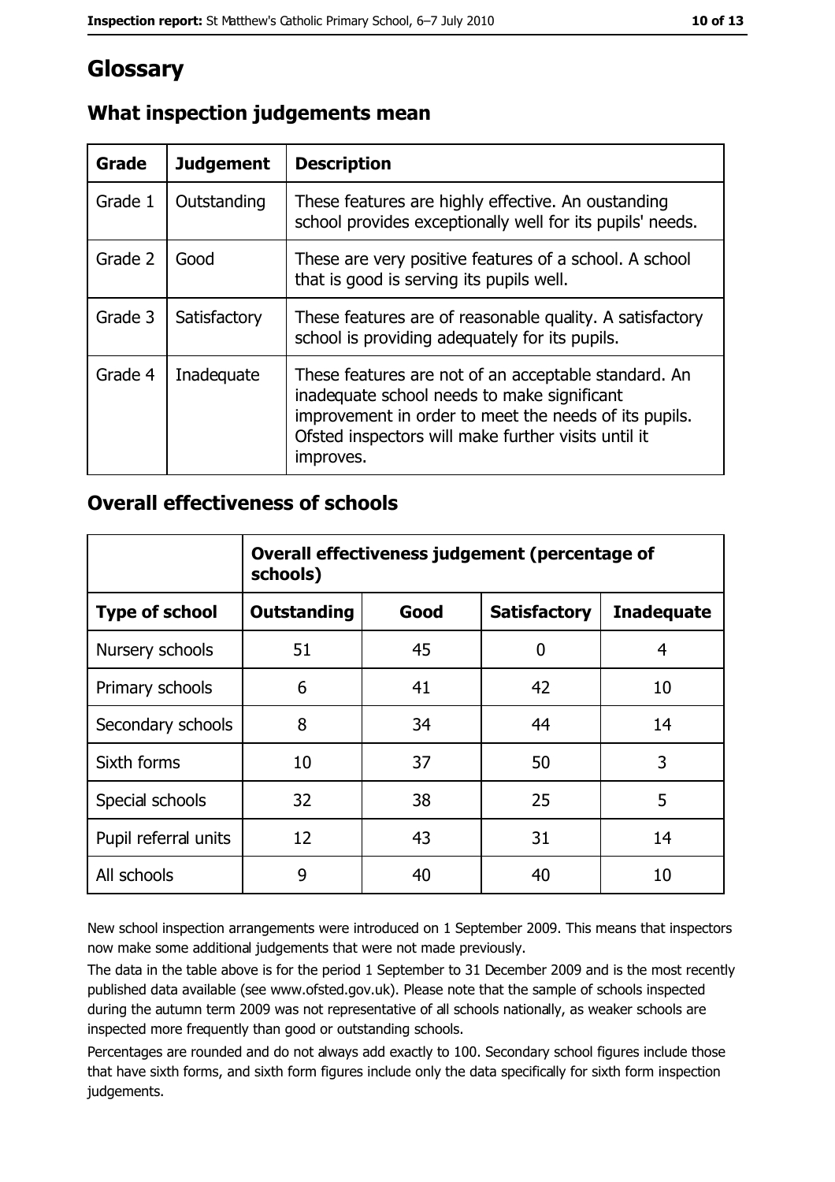# Glossary

## What inspection judgements mean

| Grade | Judgement | Description |
|---|---|---|
| Grade 1 | Outstanding | These features are highly effective. An oustanding school provides exceptionally well for its pupils' needs. |
| Grade 2 | Good | These are very positive features of a school. A school that is good is serving its pupils well. |
| Grade 3 | Satisfactory | These features are of reasonable quality. A satisfactory school is providing adequately for its pupils. |
| Grade 4 | Inadequate | These features are not of an acceptable standard. An inadequate school needs to make significant improvement in order to meet the needs of its pupils. Ofsted inspectors will make further visits until it improves. |

## Overall effectiveness of schools

| | Overall effectiveness judgement (percentage of schools) | | | |
|---|---|---|---|---|
| **Type of school** | **Outstanding** | **Good** | **Satisfactory** | **Inadequate** |
| Nursery schools | 51 | 45 | 0 | 4 |
| Primary schools | 6 | 41 | 42 | 10 |
| Secondary schools | 8 | 34 | 44 | 14 |
| Sixth forms | 10 | 37 | 50 | 3 |
| Special schools | 32 | 38 | 25 | 5 |
| Pupil referral units | 12 | 43 | 31 | 14 |
| All schools | 9 | 40 | 40 | 10 |

New school inspection arrangements were introduced on 1 September 2009. This means that inspectors now make some additional judgements that were not made previously.

The data in the table above is for the period 1 September to 31 December 2009 and is the most recently published data available (see www.ofsted.gov.uk). Please note that the sample of schools inspected during the autumn term 2009 was not representative of all schools nationally, as weaker schools are inspected more frequently than good or outstanding schools.

Percentages are rounded and do not always add exactly to 100. Secondary school figures include those that have sixth forms, and sixth form figures include only the data specifically for sixth form inspection judgements.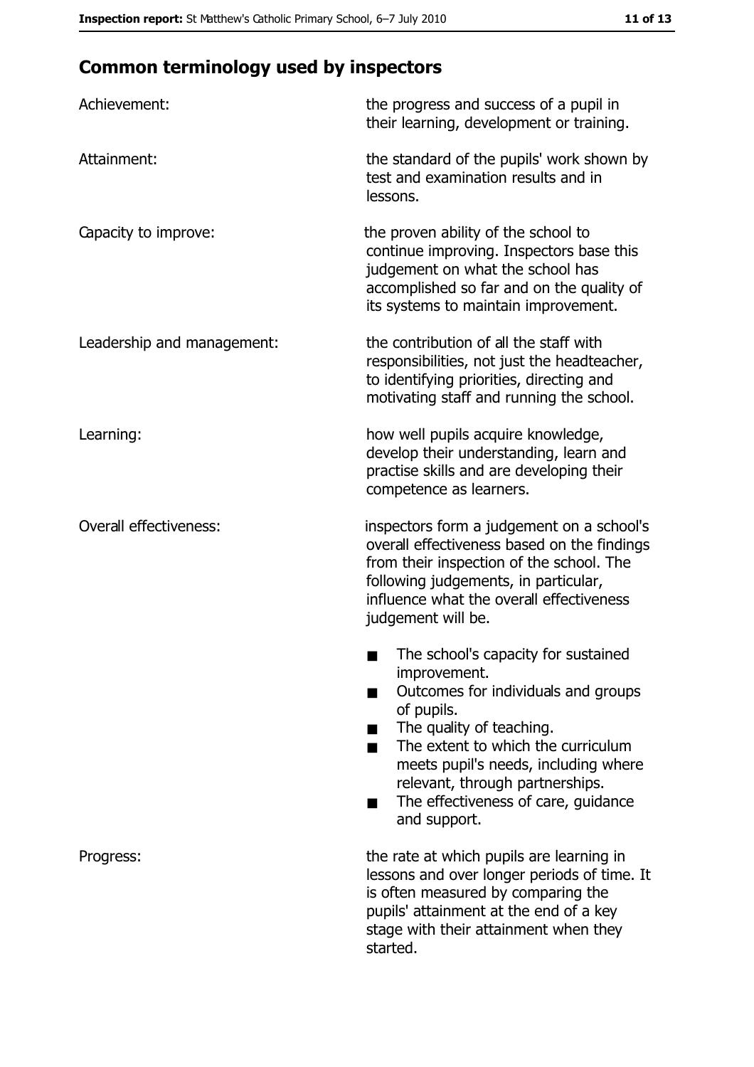## Common terminology used by inspectors

| | |
|---|---|
| Achievement: | the progress and success of a pupil in their learning, development or training. |
| Attainment: | the standard of the pupils' work shown by test and examination results and in lessons. |
| Capacity to improve: | the proven ability of the school to continue improving. Inspectors base this judgement on what the school has accomplished so far and on the quality of its systems to maintain improvement. |
| Leadership and management: | the contribution of all the staff with responsibilities, not just the headteacher, to identifying priorities, directing and motivating staff and running the school. |
| Learning: | how well pupils acquire knowledge, develop their understanding, learn and practise skills and are developing their competence as learners. |
| Overall effectiveness: | inspectors form a judgement on a school's overall effectiveness based on the findings from their inspection of the school. The following judgements, in particular, influence what the overall effectiveness judgement will be.<br>■ The school's capacity for sustained improvement.<br>■ Outcomes for individuals and groups of pupils.<br>■ The quality of teaching.<br>■ The extent to which the curriculum meets pupil's needs, including where relevant, through partnerships.<br>■ The effectiveness of care, guidance and support. |
| Progress: | the rate at which pupils are learning in lessons and over longer periods of time. It is often measured by comparing the pupils' attainment at the end of a key stage with their attainment when they started. |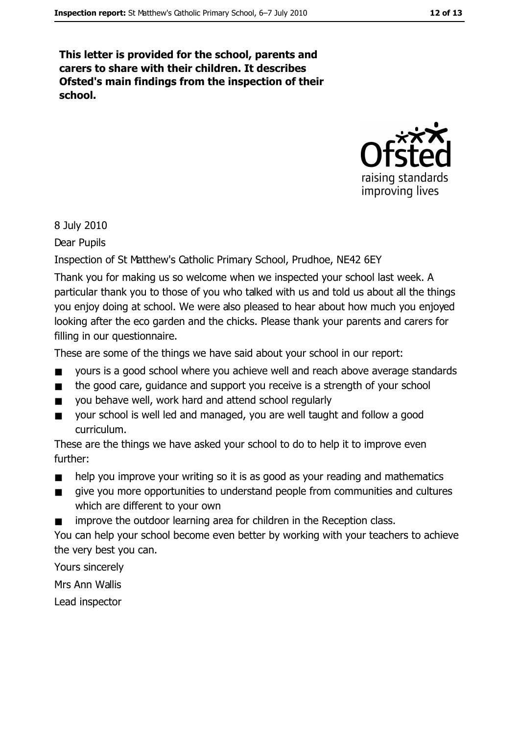**This letter is provided for the school, parents and carers to share with their children. It describes Ofsted's main findings from the inspection of their school.**

8 July 2010

Dear Pupils

Inspection of St Matthew's Catholic Primary School, Prudhoe, NE42 6EY

Thank you for making us so welcome when we inspected your school last week. A particular thank you to those of you who talked with us and told us about all the things you enjoy doing at school. We were also pleased to hear about how much you enjoyed looking after the eco garden and the chicks. Please thank your parents and carers for filling in our questionnaire.

These are some of the things we have said about your school in our report:

- yours is a good school where you achieve well and reach above average standards
- the good care, guidance and support you receive is a strength of your school
- you behave well, work hard and attend school regularly
- your school is well led and managed, you are well taught and follow a good curriculum.

These are the things we have asked your school to do to help it to improve even further:

- help you improve your writing so it is as good as your reading and mathematics
- give you more opportunities to understand people from communities and cultures which are different to your own
- improve the outdoor learning area for children in the Reception class.

You can help your school become even better by working with your teachers to achieve the very best you can.

Yours sincerely

Mrs Ann Wallis

Lead inspector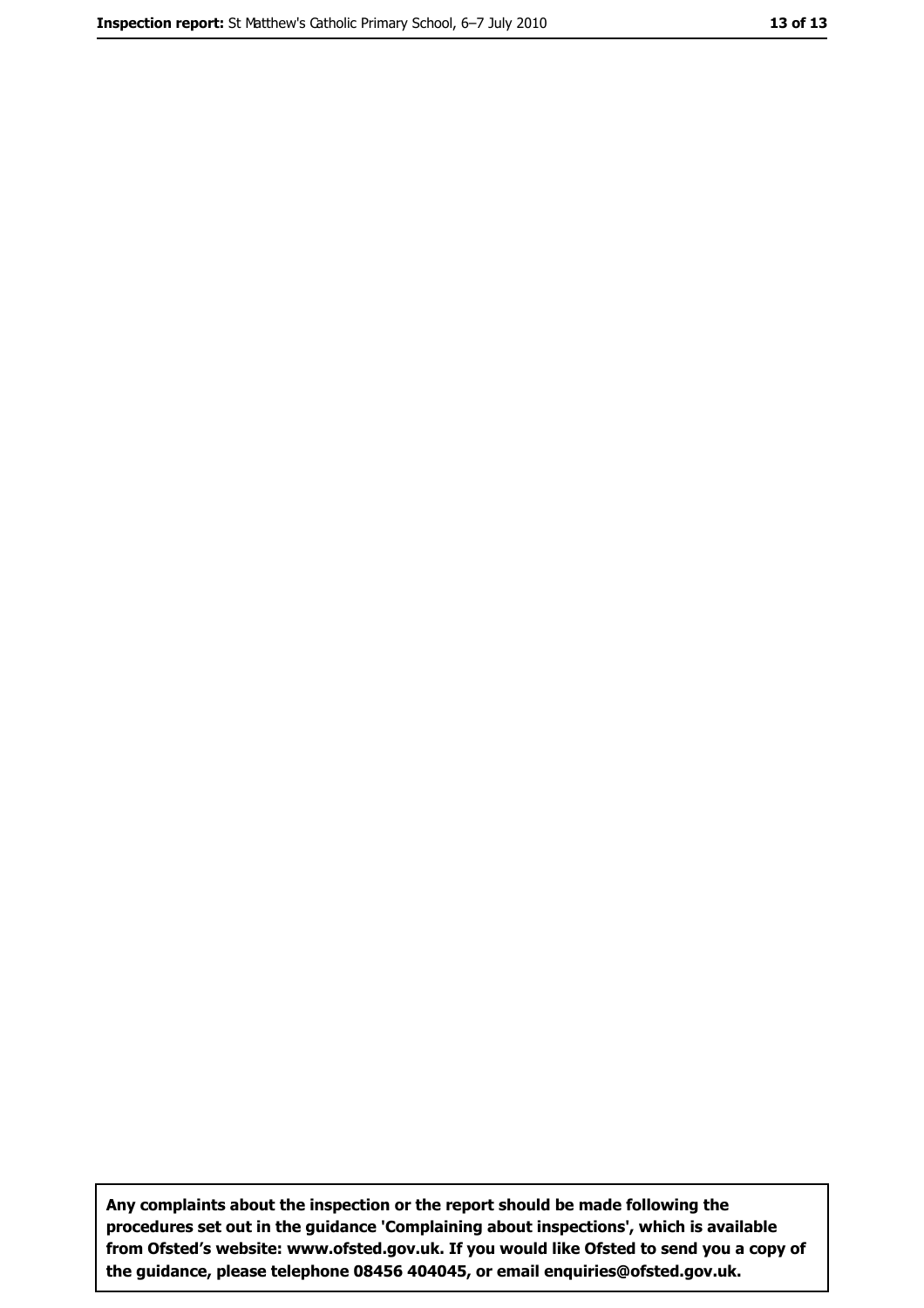**Any complaints about the inspection or the report should be made following the procedures set out in the guidance 'Complaining about inspections', which is available from Ofsted's website: www.ofsted.gov.uk. If you would like Ofsted to send you a copy of the guidance, please telephone 08456 404045, or email enquiries@ofsted.gov.uk.**